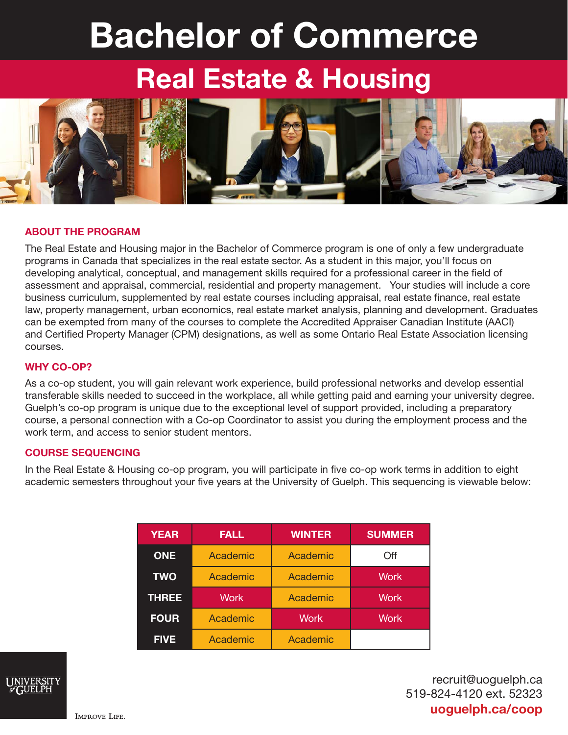# Bachelor of Commerce

## Real Estate & Housing

### ABOUT THE PROGRAM

The Real Estate and Housing major in the Bachelor of Commerce program is one of only a few undergraduate programs in Canada that specializes in the real estate sector. As a student in this major, you'll focus on developing analytical, conceptual, and management skills required for a professional career in the field of assessment and appraisal, commercial, residential and property management. Your studies will include a core business curriculum, supplemented by real estate courses including appraisal, real estate finance, real estate law, property management, urban economics, real estate market analysis, planning and development. Graduates can be exempted from many of the courses to complete the Accredited Appraiser Canadian Institute (AACI) and Certified Property Manager (CPM) designations, as well as some Ontario Real Estate Association licensing courses.

### WHY CO-OP?

As a co-op student, you will gain relevant work experience, build professional networks and develop essential transferable skills needed to succeed in the workplace, all while getting paid and earning your university degree. Guelph's co-op program is unique due to the exceptional level of support provided, including a preparatory course, a personal connection with a Co-op Coordinator to assist you during the employment process and the work term, and access to senior student mentors.

### COURSE SEQUENCING

In the Real Estate & Housing co-op program, you will participate in five co-op work terms in addition to eight academic semesters throughout your five years at the University of Guelph. This sequencing is viewable below:

| YEAR | FALL | WINTER | SUMMER |
|---|---|---|---|
| ONE | Academic | Academic | Off |
| TWO | Academic | Academic | Work |
| THREE | Work | Academic | Work |
| FOUR | Academic | Work | Work |
| FIVE | Academic | Academic | |

UNIVERSITY of GUELPH

IMPROVE LIFE.

recruit@uoguelph.ca
519-824-4120 ext. 52323
**uoguelph.ca/coop**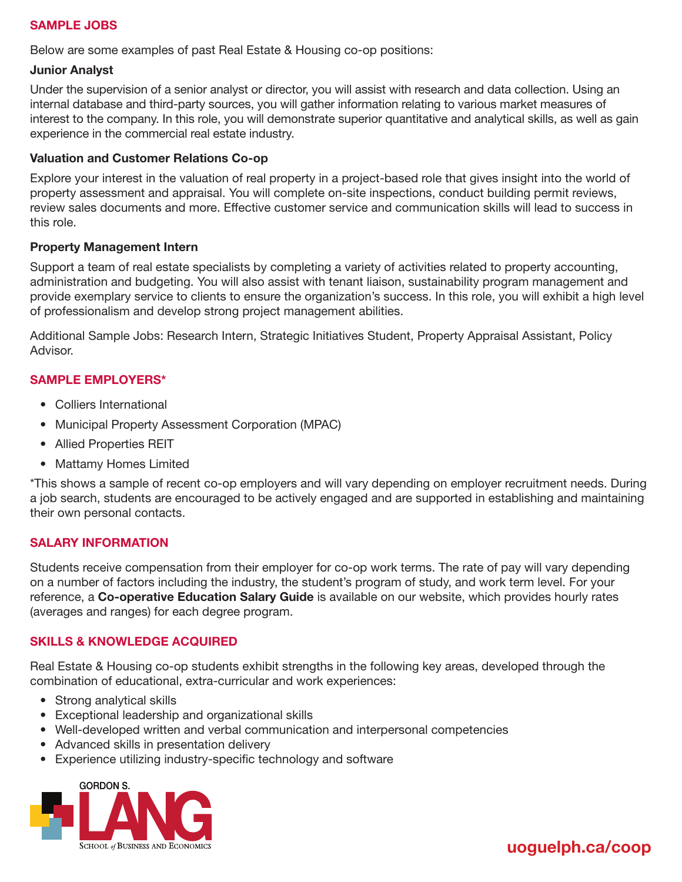## SAMPLE JOBS

Below are some examples of past Real Estate & Housing co-op positions:

### Junior Analyst

Under the supervision of a senior analyst or director, you will assist with research and data collection. Using an internal database and third-party sources, you will gather information relating to various market measures of interest to the company. In this role, you will demonstrate superior quantitative and analytical skills, as well as gain experience in the commercial real estate industry.

### Valuation and Customer Relations Co-op

Explore your interest in the valuation of real property in a project-based role that gives insight into the world of property assessment and appraisal. You will complete on-site inspections, conduct building permit reviews, review sales documents and more. Effective customer service and communication skills will lead to success in this role.

### Property Management Intern

Support a team of real estate specialists by completing a variety of activities related to property accounting, administration and budgeting. You will also assist with tenant liaison, sustainability program management and provide exemplary service to clients to ensure the organization's success. In this role, you will exhibit a high level of professionalism and develop strong project management abilities.

Additional Sample Jobs: Research Intern, Strategic Initiatives Student, Property Appraisal Assistant, Policy Advisor.

## SAMPLE EMPLOYERS*

- Colliers International
- Municipal Property Assessment Corporation (MPAC)
- Allied Properties REIT
- Mattamy Homes Limited

*This shows a sample of recent co-op employers and will vary depending on employer recruitment needs. During a job search, students are encouraged to be actively engaged and are supported in establishing and maintaining their own personal contacts.

## SALARY INFORMATION

Students receive compensation from their employer for co-op work terms. The rate of pay will vary depending on a number of factors including the industry, the student's program of study, and work term level. For your reference, a **Co-operative Education Salary Guide** is available on our website, which provides hourly rates (averages and ranges) for each degree program.

## SKILLS & KNOWLEDGE ACQUIRED

Real Estate & Housing co-op students exhibit strengths in the following key areas, developed through the combination of educational, extra-curricular and work experiences:

- Strong analytical skills
- Exceptional leadership and organizational skills
- Well-developed written and verbal communication and interpersonal competencies
- Advanced skills in presentation delivery
- Experience utilizing industry-specific technology and software

GORDON S. LANG SCHOOL of BUSINESS AND ECONOMICS

uoguelph.ca/coop